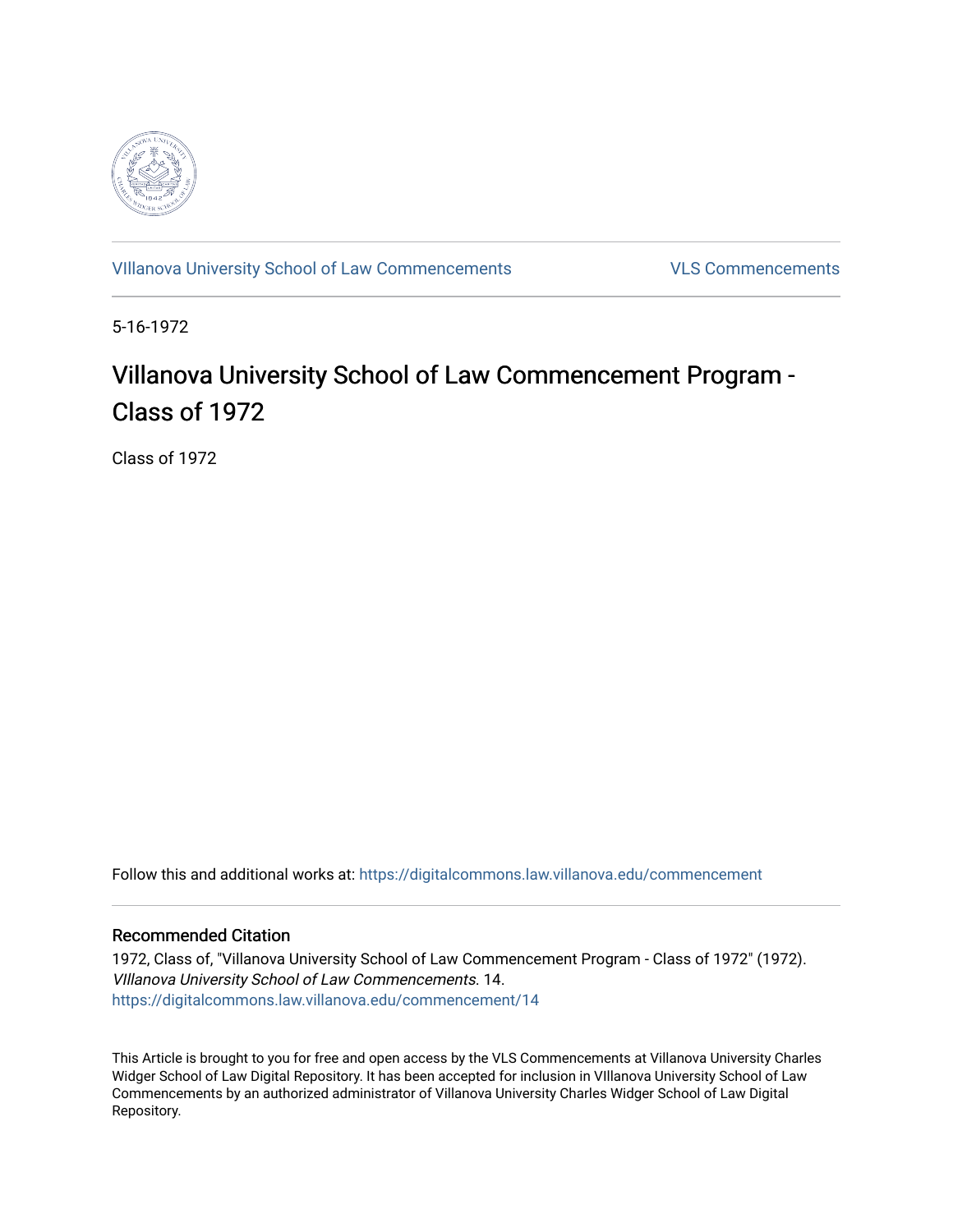VIllanova University School of Law Commencements

VLS Commencements

5-16-1972

# Villanova University School of Law Commencement Program - Class of 1972

Class of 1972

Follow this and additional works at: https://digitalcommons.law.villanova.edu/commencement

## Recommended Citation

1972, Class of, "Villanova University School of Law Commencement Program - Class of 1972" (1972). *VIllanova University School of Law Commencements*. 14.
https://digitalcommons.law.villanova.edu/commencement/14

This Article is brought to you for free and open access by the VLS Commencements at Villanova University Charles Widger School of Law Digital Repository. It has been accepted for inclusion in VIllanova University School of Law Commencements by an authorized administrator of Villanova University Charles Widger School of Law Digital Repository.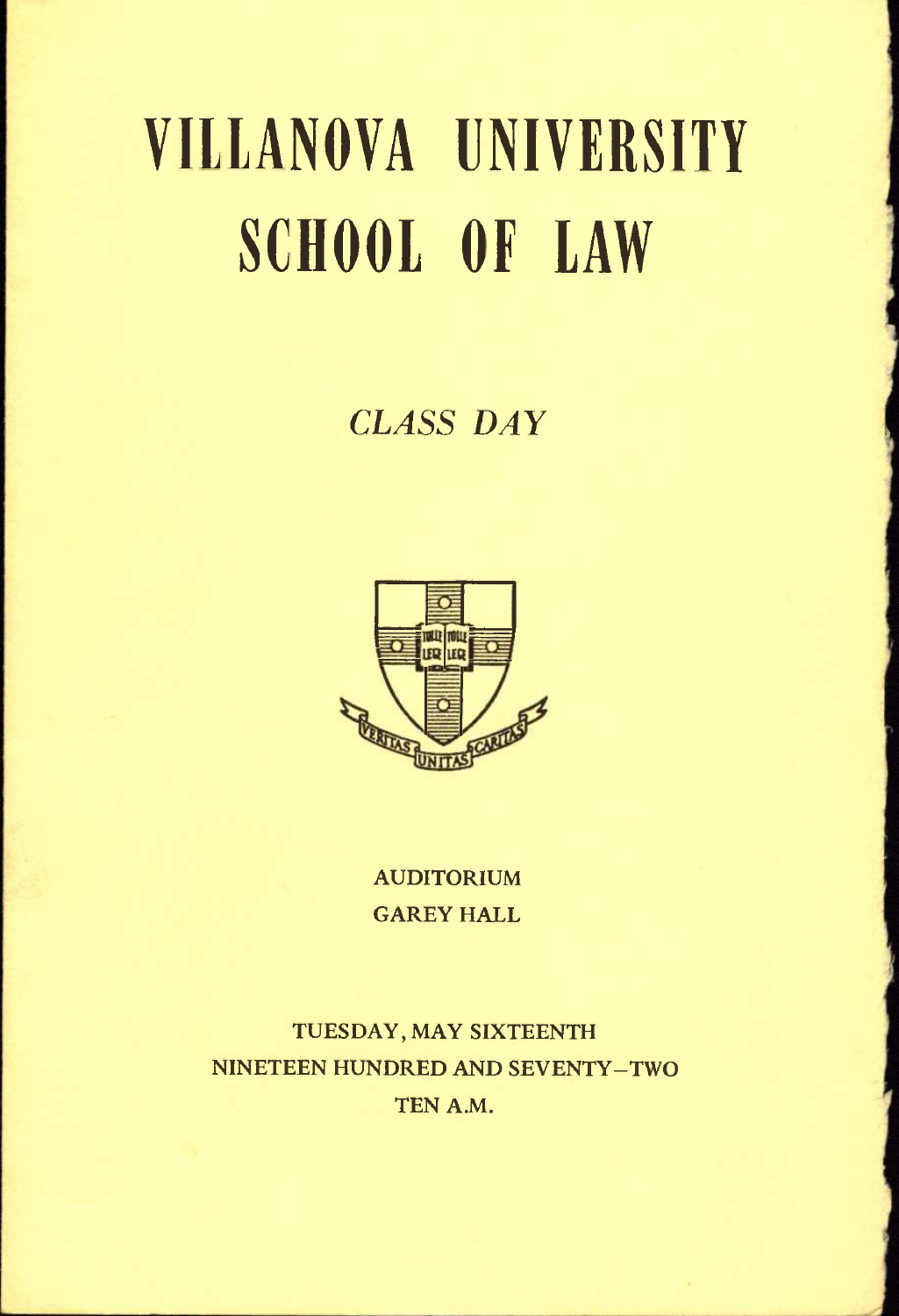# VILLANOVA UNIVERSITY SCHOOL OF LAW

*CLASS DAY*

AUDITORIUM

GAREY HALL

TUESDAY, MAY SIXTEENTH

NINETEEN HUNDRED AND SEVENTY–TWO

TEN A.M.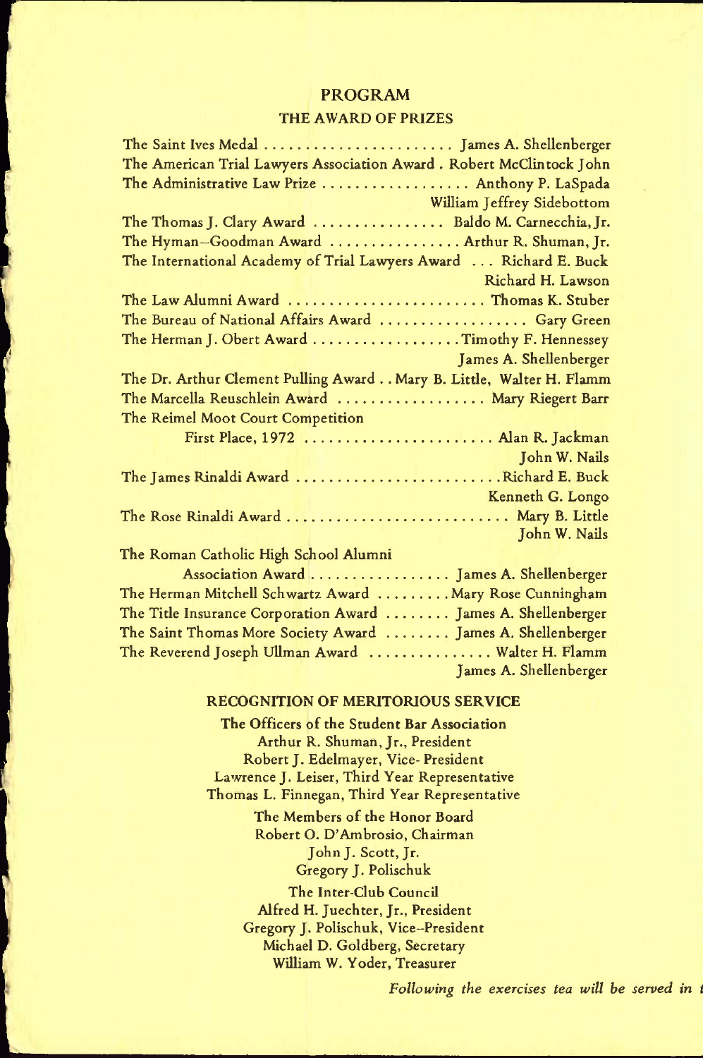# PROGRAM

## THE AWARD OF PRIZES

The Saint Ives Medal . . . . . . . . . . . . . . . . . . . . . . . James A. Shellenberger

The American Trial Lawyers Association Award . Robert McClintock John

The Administrative Law Prize . . . . . . . . . . . . . . . . . . Anthony P. LaSpada
William Jeffrey Sidebottom

The Thomas J. Clary Award . . . . . . . . . . . . . . . . Baldo M. Carnecchia, Jr.

The Hyman–Goodman Award . . . . . . . . . . . . . . . . Arthur R. Shuman, Jr.

The International Academy of Trial Lawyers Award . . . Richard E. Buck
Richard H. Lawson

The Law Alumni Award . . . . . . . . . . . . . . . . . . . . . . . . Thomas K. Stuber

The Bureau of National Affairs Award . . . . . . . . . . . . . . . . . . Gary Green

The Herman J. Obert Award . . . . . . . . . . . . . . . . . . Timothy F. Hennessey
James A. Shellenberger

The Dr. Arthur Clement Pulling Award . . Mary B. Little, Walter H. Flamm

The Marcella Reuschlein Award . . . . . . . . . . . . . . . . . . Mary Riegert Barr

The Reimel Moot Court Competition
First Place, 1972 . . . . . . . . . . . . . . . . . . . . . . . Alan R. Jackman
John W. Nails

The James Rinaldi Award . . . . . . . . . . . . . . . . . . . . . . . . . Richard E. Buck
Kenneth G. Longo

The Rose Rinaldi Award . . . . . . . . . . . . . . . . . . . . . . . . . . . Mary B. Little
John W. Nails

The Roman Catholic High School Alumni
Association Award . . . . . . . . . . . . . . . . . James A. Shellenberger

The Herman Mitchell Schwartz Award . . . . . . . . . Mary Rose Cunningham

The Title Insurance Corporation Award . . . . . . . . James A. Shellenberger

The Saint Thomas More Society Award . . . . . . . . James A. Shellenberger

The Reverend Joseph Ullman Award . . . . . . . . . . . . . . . Walter H. Flamm
James A. Shellenberger

## RECOGNITION OF MERITORIOUS SERVICE

**The Officers of the Student Bar Association**
Arthur R. Shuman, Jr., President
Robert J. Edelmayer, Vice-President
Lawrence J. Leiser, Third Year Representative
Thomas L. Finnegan, Third Year Representative

**The Members of the Honor Board**
Robert O. D'Ambrosio, Chairman
John J. Scott, Jr.
Gregory J. Polischuk

**The Inter-Club Council**
Alfred H. Juechter, Jr., President
Gregory J. Polischuk, Vice-President
Michael D. Goldberg, Secretary
William W. Yoder, Treasurer

*Following the exercises tea will be served in t*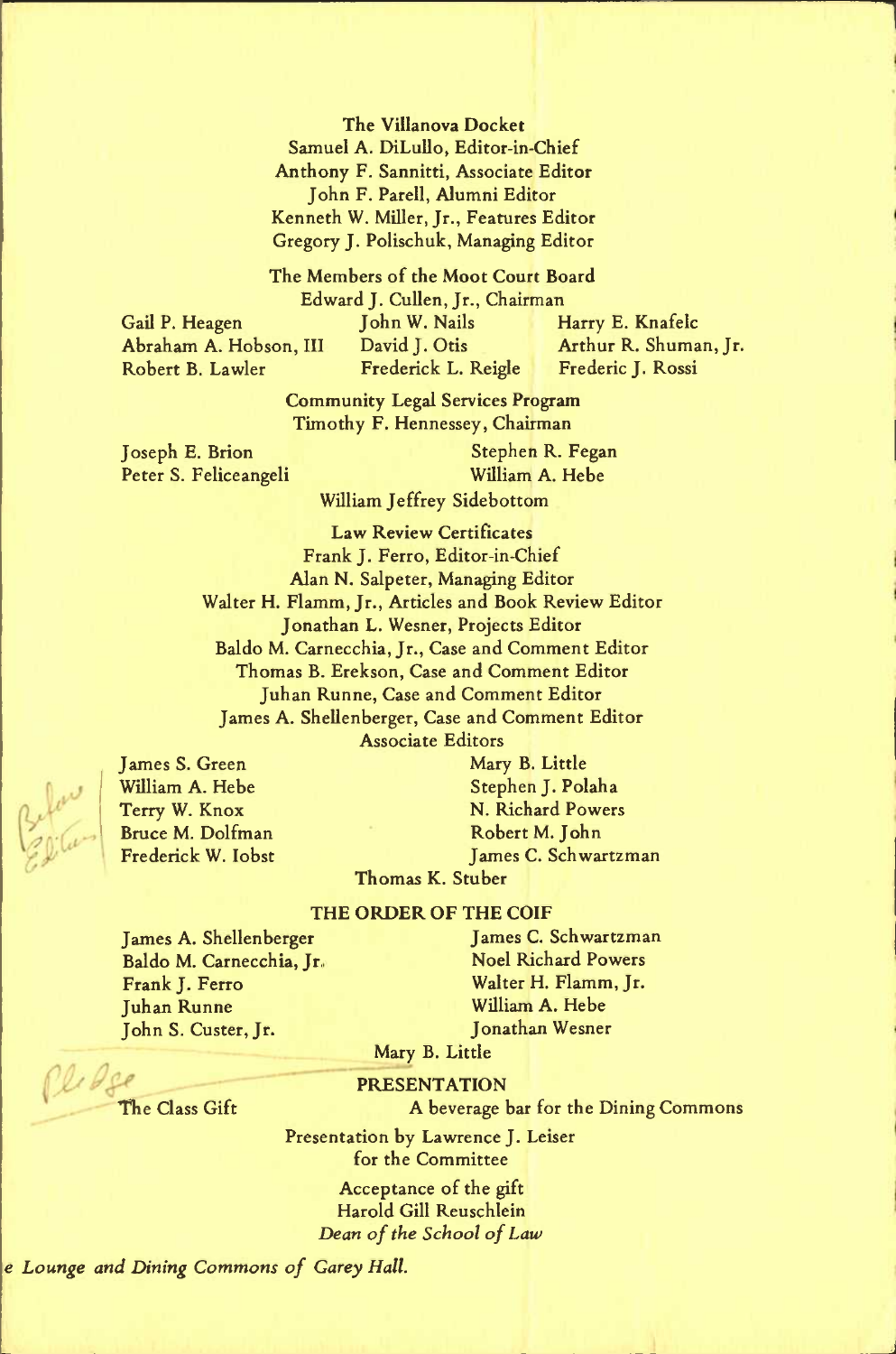**The Villanova Docket**

Samuel A. DiLullo, Editor-in-Chief
Anthony F. Sannitti, Associate Editor
John F. Parell, Alumni Editor
Kenneth W. Miller, Jr., Features Editor
Gregory J. Polischuk, Managing Editor

**The Members of the Moot Court Board**

Edward J. Cullen, Jr., Chairman

Gail P. Heagen
Abraham A. Hobson, III
Robert B. Lawler
John W. Nails
David J. Otis
Frederick L. Reigle
Harry E. Knafelc
Arthur R. Shuman, Jr.
Frederic J. Rossi

**Community Legal Services Program**

Timothy F. Hennessey, Chairman

Joseph E. Brion
Peter S. Feliceangeli
Stephen R. Fegan
William A. Hebe
William Jeffrey Sidebottom

**Law Review Certificates**

Frank J. Ferro, Editor-in-Chief
Alan N. Salpeter, Managing Editor
Walter H. Flamm, Jr., Articles and Book Review Editor
Jonathan L. Wesner, Projects Editor
Baldo M. Carnecchia, Jr., Case and Comment Editor
Thomas B. Erekson, Case and Comment Editor
Juhan Runne, Case and Comment Editor
James A. Shellenberger, Case and Comment Editor

Associate Editors

James S. Green
William A. Hebe
Terry W. Knox
Bruce M. Dolfman
Frederick W. Iobst
Mary B. Little
Stephen J. Polaha
N. Richard Powers
Robert M. John
James C. Schwartzman
Thomas K. Stuber

**THE ORDER OF THE COIF**

James A. Shellenberger
Baldo M. Carnecchia, Jr.
Frank J. Ferro
Juhan Runne
John S. Custer, Jr.
James C. Schwartzman
Noel Richard Powers
Walter H. Flamm, Jr.
William A. Hebe
Jonathan Wesner
Mary B. Little

**PRESENTATION**

The Class Gift — A beverage bar for the Dining Commons

Presentation by Lawrence J. Leiser
for the Committee

Acceptance of the gift
Harold Gill Reuschlein
*Dean of the School of Law*

*e Lounge and Dining Commons of Garey Hall.*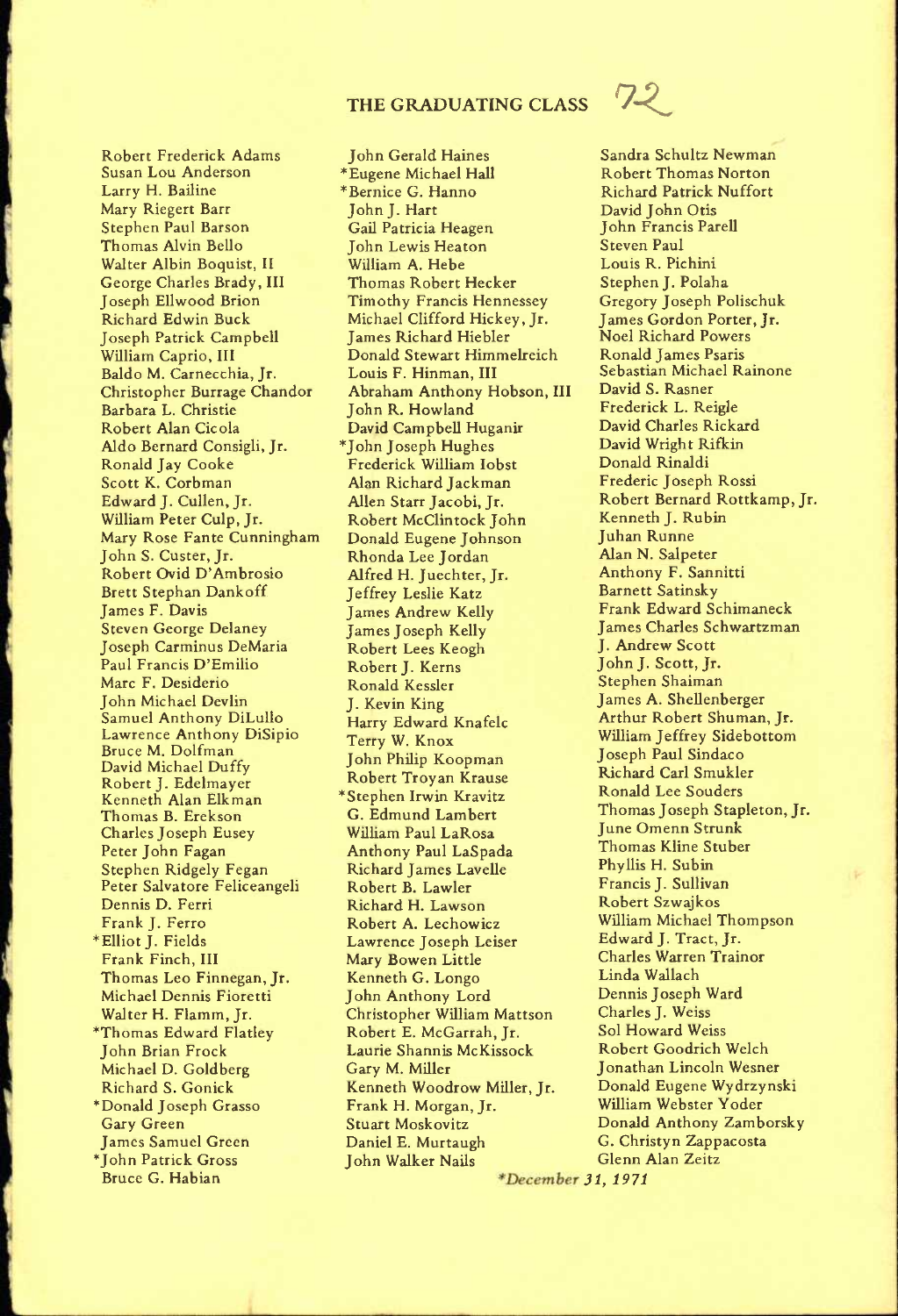# THE GRADUATING CLASS

72

Robert Frederick Adams
Susan Lou Anderson
Larry H. Bailine
Mary Riegert Barr
Stephen Paul Barson
Thomas Alvin Bello
Walter Albin Boquist, II
George Charles Brady, III
Joseph Ellwood Brion
Richard Edwin Buck
Joseph Patrick Campbell
William Caprio, III
Baldo M. Carnecchia, Jr.
Christopher Burrage Chandor
Barbara L. Christie
Robert Alan Cicola
Aldo Bernard Consigli, Jr.
Ronald Jay Cooke
Scott K. Corbman
Edward J. Cullen, Jr.
William Peter Culp, Jr.
Mary Rose Fante Cunningham
John S. Custer, Jr.
Robert Ovid D'Ambrosio
Brett Stephan Dankoff
James F. Davis
Steven George Delaney
Joseph Carminus DeMaria
Paul Francis D'Emilio
Marc F. Desiderio
John Michael Devlin
Samuel Anthony DiLullo
Lawrence Anthony DiSipio
Bruce M. Dolfman
David Michael Duffy
Robert J. Edelmayer
Kenneth Alan Elkman
Thomas B. Erekson
Charles Joseph Eusey
Peter John Fagan
Stephen Ridgely Fegan
Peter Salvatore Feliceangeli
Dennis D. Ferri
Frank J. Ferro
*Elliot J. Fields
Frank Finch, III
Thomas Leo Finnegan, Jr.
Michael Dennis Fioretti
Walter H. Flamm, Jr.
*Thomas Edward Flatley
John Brian Frock
Michael D. Goldberg
Richard S. Gonick
*Donald Joseph Grasso
Gary Green
James Samuel Green
*John Patrick Gross
Bruce G. Habian

John Gerald Haines
*Eugene Michael Hall
*Bernice G. Hanno
John J. Hart
Gail Patricia Heagen
John Lewis Heaton
William A. Hebe
Thomas Robert Hecker
Timothy Francis Hennessey
Michael Clifford Hickey, Jr.
James Richard Hiebler
Donald Stewart Himmelreich
Louis F. Hinman, III
Abraham Anthony Hobson, III
John R. Howland
David Campbell Huganir
*John Joseph Hughes
Frederick William Iobst
Alan Richard Jackman
Allen Starr Jacobi, Jr.
Robert McClintock John
Donald Eugene Johnson
Rhonda Lee Jordan
Alfred H. Juechter, Jr.
Jeffrey Leslie Katz
James Andrew Kelly
James Joseph Kelly
Robert Lees Keogh
Robert J. Kerns
Ronald Kessler
J. Kevin King
Harry Edward Knafelc
Terry W. Knox
John Philip Koopman
Robert Troyan Krause
*Stephen Irwin Kravitz
G. Edmund Lambert
William Paul LaRosa
Anthony Paul LaSpada
Richard James Lavelle
Robert B. Lawler
Richard H. Lawson
Robert A. Lechowicz
Lawrence Joseph Leiser
Mary Bowen Little
Kenneth G. Longo
John Anthony Lord
Christopher William Mattson
Robert E. McGarrah, Jr.
Laurie Shannis McKissock
Gary M. Miller
Kenneth Woodrow Miller, Jr.
Frank H. Morgan, Jr.
Stuart Moskovitz
Daniel E. Murtaugh
John Walker Nails

Sandra Schultz Newman
Robert Thomas Norton
Richard Patrick Nuffort
David John Otis
John Francis Parell
Steven Paul
Louis R. Pichini
Stephen J. Polaha
Gregory Joseph Polischuk
James Gordon Porter, Jr.
Noel Richard Powers
Ronald James Psaris
Sebastian Michael Rainone
David S. Rasner
Frederick L. Reigle
David Charles Rickard
David Wright Rifkin
Donald Rinaldi
Frederic Joseph Rossi
Robert Bernard Rottkamp, Jr.
Kenneth J. Rubin
Juhan Runne
Alan N. Salpeter
Anthony F. Sannitti
Barnett Satinsky
Frank Edward Schimaneck
James Charles Schwartzman
J. Andrew Scott
John J. Scott, Jr.
Stephen Shaiman
James A. Shellenberger
Arthur Robert Shuman, Jr.
William Jeffrey Sidebottom
Joseph Paul Sindaco
Richard Carl Smukler
Ronald Lee Souders
Thomas Joseph Stapleton, Jr.
June Omenn Strunk
Thomas Kline Stuber
Phyllis H. Subin
Francis J. Sullivan
Robert Szwajkos
William Michael Thompson
Edward J. Tract, Jr.
Charles Warren Trainor
Linda Wallach
Dennis Joseph Ward
Charles J. Weiss
Sol Howard Weiss
Robert Goodrich Welch
Jonathan Lincoln Wesner
Donald Eugene Wydrzynski
William Webster Yoder
Donald Anthony Zamborsky
G. Christyn Zappacosta
Glenn Alan Zeitz

*December 31, 1971*